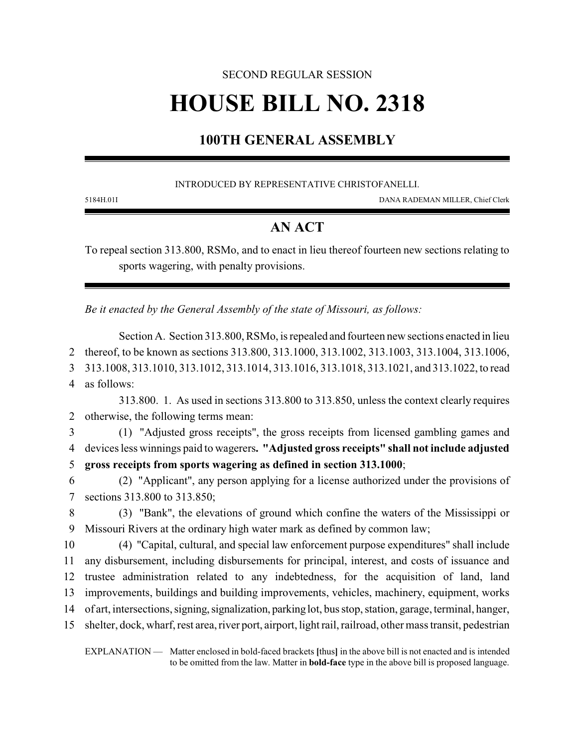SECOND REGULAR SESSION

# HOUSE BILL NO. 2318

## 100TH GENERAL ASSEMBLY

INTRODUCED BY REPRESENTATIVE CHRISTOFANELLI.

5184H.01I DANA RADEMAN MILLER, Chief Clerk

## AN ACT

To repeal section 313.800, RSMo, and to enact in lieu thereof fourteen new sections relating to sports wagering, with penalty provisions.

*Be it enacted by the General Assembly of the state of Missouri, as follows:*

Section A. Section 313.800, RSMo, is repealed and fourteen new sections enacted in lieu thereof, to be known as sections 313.800, 313.1000, 313.1002, 313.1003, 313.1004, 313.1006, 313.1008, 313.1010, 313.1012, 313.1014, 313.1016, 313.1018, 313.1021, and 313.1022, to read as follows:

313.800. 1. As used in sections 313.800 to 313.850, unless the context clearly requires otherwise, the following terms mean:

(1) "Adjusted gross receipts", the gross receipts from licensed gambling games and devices less winnings paid to wagerers**. "Adjusted gross receipts" shall not include adjusted gross receipts from sports wagering as defined in section 313.1000**;

(2) "Applicant", any person applying for a license authorized under the provisions of sections 313.800 to 313.850;

(3) "Bank", the elevations of ground which confine the waters of the Mississippi or Missouri Rivers at the ordinary high water mark as defined by common law;

(4) "Capital, cultural, and special law enforcement purpose expenditures" shall include any disbursement, including disbursements for principal, interest, and costs of issuance and trustee administration related to any indebtedness, for the acquisition of land, land improvements, buildings and building improvements, vehicles, machinery, equipment, works of art, intersections, signing, signalization, parking lot, bus stop, station, garage, terminal, hanger, shelter, dock, wharf, rest area, river port, airport, light rail, railroad, other mass transit, pedestrian

EXPLANATION — Matter enclosed in bold-faced brackets **[**thus**]** in the above bill is not enacted and is intended to be omitted from the law. Matter in **bold-face** type in the above bill is proposed language.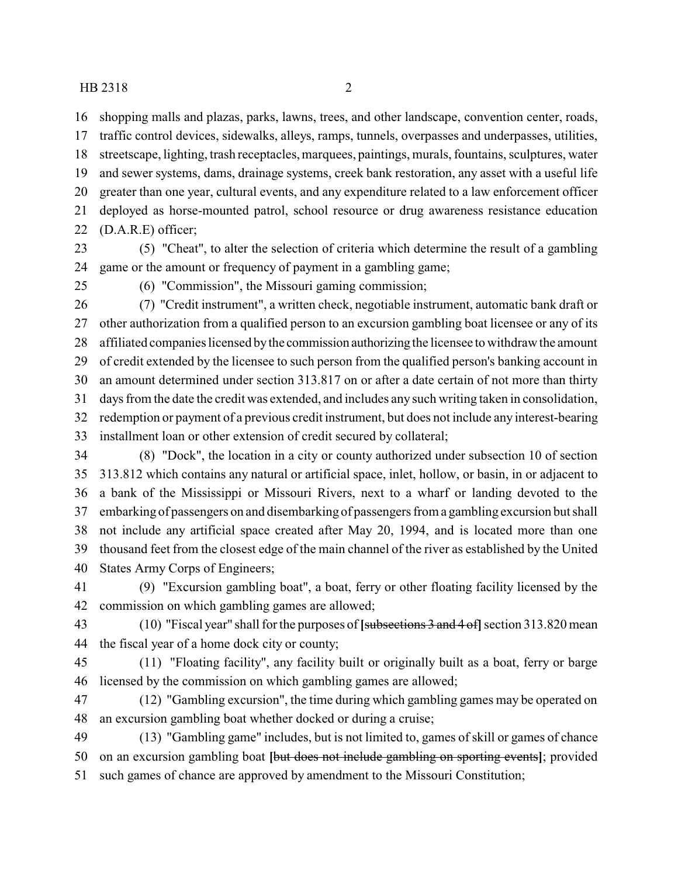shopping malls and plazas, parks, lawns, trees, and other landscape, convention center, roads, traffic control devices, sidewalks, alleys, ramps, tunnels, overpasses and underpasses, utilities, streetscape, lighting, trash receptacles, marquees, paintings, murals, fountains, sculptures, water and sewer systems, dams, drainage systems, creek bank restoration, any asset with a useful life greater than one year, cultural events, and any expenditure related to a law enforcement officer deployed as horse-mounted patrol, school resource or drug awareness resistance education (D.A.R.E) officer;

(5) "Cheat", to alter the selection of criteria which determine the result of a gambling game or the amount or frequency of payment in a gambling game;

(6) "Commission", the Missouri gaming commission;

(7) "Credit instrument", a written check, negotiable instrument, automatic bank draft or other authorization from a qualified person to an excursion gambling boat licensee or any of its affiliated companies licensed by the commission authorizing the licensee to withdraw the amount of credit extended by the licensee to such person from the qualified person's banking account in an amount determined under section 313.817 on or after a date certain of not more than thirty days from the date the credit was extended, and includes any such writing taken in consolidation, redemption or payment of a previous credit instrument, but does not include any interest-bearing installment loan or other extension of credit secured by collateral;

(8) "Dock", the location in a city or county authorized under subsection 10 of section 313.812 which contains any natural or artificial space, inlet, hollow, or basin, in or adjacent to a bank of the Mississippi or Missouri Rivers, next to a wharf or landing devoted to the embarking of passengers on and disembarking of passengers from a gambling excursion but shall not include any artificial space created after May 20, 1994, and is located more than one thousand feet from the closest edge of the main channel of the river as established by the United States Army Corps of Engineers;

(9) "Excursion gambling boat", a boat, ferry or other floating facility licensed by the commission on which gambling games are allowed;

(10) "Fiscal year" shall for the purposes of **[**~~subsections 3 and 4 of~~**]** section 313.820 mean the fiscal year of a home dock city or county;

(11) "Floating facility", any facility built or originally built as a boat, ferry or barge licensed by the commission on which gambling games are allowed;

(12) "Gambling excursion", the time during which gambling games may be operated on an excursion gambling boat whether docked or during a cruise;

(13) "Gambling game" includes, but is not limited to, games of skill or games of chance on an excursion gambling boat **[**~~but does not include gambling on sporting events~~**]**; provided such games of chance are approved by amendment to the Missouri Constitution;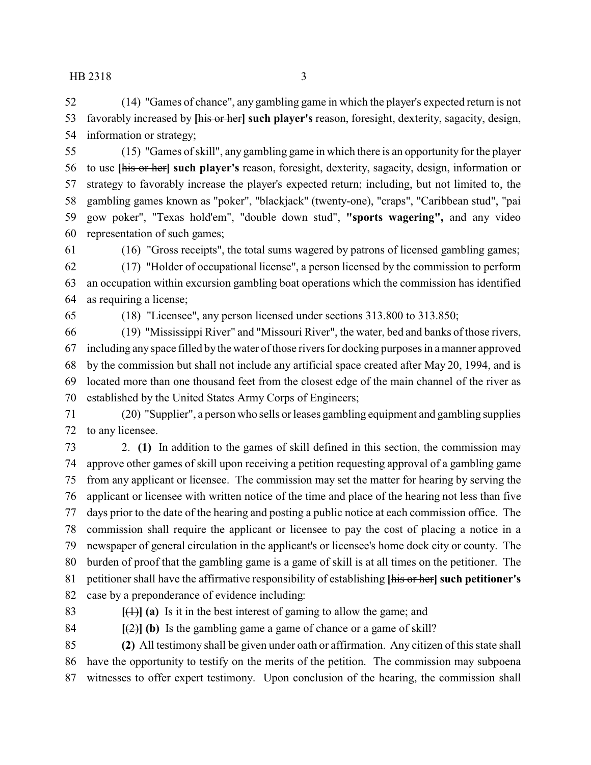(14) "Games of chance", any gambling game in which the player's expected return is not favorably increased by [~~his or her~~] **such player's** reason, foresight, dexterity, sagacity, design, information or strategy;

(15) "Games of skill", any gambling game in which there is an opportunity for the player to use [~~his or her~~] **such player's** reason, foresight, dexterity, sagacity, design, information or strategy to favorably increase the player's expected return; including, but not limited to, the gambling games known as "poker", "blackjack" (twenty-one), "craps", "Caribbean stud", "pai gow poker", "Texas hold'em", "double down stud", **"sports wagering",** and any video representation of such games;

(16) "Gross receipts", the total sums wagered by patrons of licensed gambling games;

(17) "Holder of occupational license", a person licensed by the commission to perform an occupation within excursion gambling boat operations which the commission has identified as requiring a license;

(18) "Licensee", any person licensed under sections 313.800 to 313.850;

(19) "Mississippi River" and "Missouri River", the water, bed and banks of those rivers, including any space filled by the water of those rivers for docking purposes in a manner approved by the commission but shall not include any artificial space created after May 20, 1994, and is located more than one thousand feet from the closest edge of the main channel of the river as established by the United States Army Corps of Engineers;

(20) "Supplier", a person who sells or leases gambling equipment and gambling supplies to any licensee.

2. **(1)** In addition to the games of skill defined in this section, the commission may approve other games of skill upon receiving a petition requesting approval of a gambling game from any applicant or licensee. The commission may set the matter for hearing by serving the applicant or licensee with written notice of the time and place of the hearing not less than five days prior to the date of the hearing and posting a public notice at each commission office. The commission shall require the applicant or licensee to pay the cost of placing a notice in a newspaper of general circulation in the applicant's or licensee's home dock city or county. The burden of proof that the gambling game is a game of skill is at all times on the petitioner. The petitioner shall have the affirmative responsibility of establishing [~~his or her~~] **such petitioner's** case by a preponderance of evidence including:

[~~(1)~~] **(a)** Is it in the best interest of gaming to allow the game; and

[~~(2)~~] **(b)** Is the gambling game a game of chance or a game of skill?

**(2)** All testimony shall be given under oath or affirmation. Any citizen of this state shall have the opportunity to testify on the merits of the petition. The commission may subpoena witnesses to offer expert testimony. Upon conclusion of the hearing, the commission shall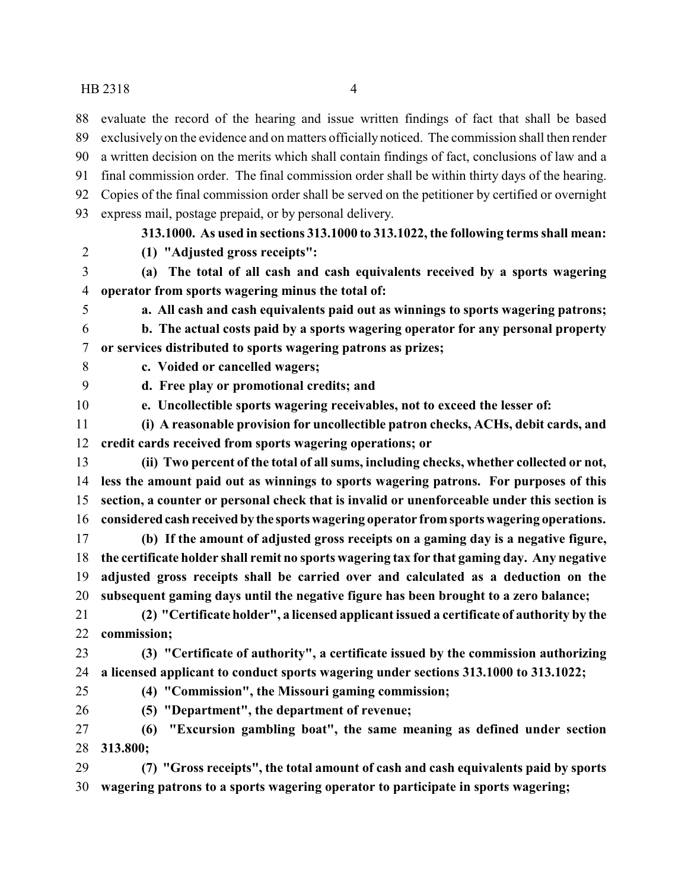evaluate the record of the hearing and issue written findings of fact that shall be based exclusively on the evidence and on matters officially noticed. The commission shall then render a written decision on the merits which shall contain findings of fact, conclusions of law and a final commission order. The final commission order shall be within thirty days of the hearing. Copies of the final commission order shall be served on the petitioner by certified or overnight express mail, postage prepaid, or by personal delivery.

**313.1000. As used in sections 313.1000 to 313.1022, the following terms shall mean:**

**(1) "Adjusted gross receipts":**

**(a) The total of all cash and cash equivalents received by a sports wagering operator from sports wagering minus the total of:**

**a. All cash and cash equivalents paid out as winnings to sports wagering patrons;**

**b. The actual costs paid by a sports wagering operator for any personal property or services distributed to sports wagering patrons as prizes;**

**c. Voided or cancelled wagers;**

**d. Free play or promotional credits; and**

**e. Uncollectible sports wagering receivables, not to exceed the lesser of:**

**(i) A reasonable provision for uncollectible patron checks, ACHs, debit cards, and credit cards received from sports wagering operations; or**

**(ii) Two percent of the total of all sums, including checks, whether collected or not, less the amount paid out as winnings to sports wagering patrons. For purposes of this section, a counter or personal check that is invalid or unenforceable under this section is considered cash received by the sports wagering operator from sports wagering operations.**

**(b) If the amount of adjusted gross receipts on a gaming day is a negative figure, the certificate holder shall remit no sports wagering tax for that gaming day. Any negative adjusted gross receipts shall be carried over and calculated as a deduction on the subsequent gaming days until the negative figure has been brought to a zero balance;**

**(2) "Certificate holder", a licensed applicant issued a certificate of authority by the commission;**

**(3) "Certificate of authority", a certificate issued by the commission authorizing a licensed applicant to conduct sports wagering under sections 313.1000 to 313.1022;**

**(4) "Commission", the Missouri gaming commission;**

**(5) "Department", the department of revenue;**

**(6) "Excursion gambling boat", the same meaning as defined under section 313.800;**

**(7) "Gross receipts", the total amount of cash and cash equivalents paid by sports wagering patrons to a sports wagering operator to participate in sports wagering;**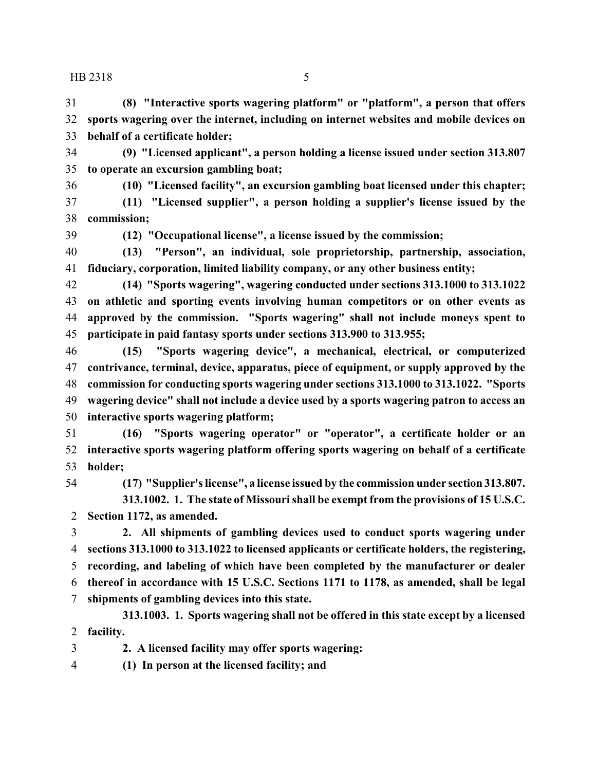**(8) "Interactive sports wagering platform" or "platform", a person that offers sports wagering over the internet, including on internet websites and mobile devices on behalf of a certificate holder;**

**(9) "Licensed applicant", a person holding a license issued under section 313.807 to operate an excursion gambling boat;**

**(10) "Licensed facility", an excursion gambling boat licensed under this chapter;**

**(11) "Licensed supplier", a person holding a supplier's license issued by the commission;**

**(12) "Occupational license", a license issued by the commission;**

**(13) "Person", an individual, sole proprietorship, partnership, association, fiduciary, corporation, limited liability company, or any other business entity;**

**(14) "Sports wagering", wagering conducted under sections 313.1000 to 313.1022 on athletic and sporting events involving human competitors or on other events as approved by the commission. "Sports wagering" shall not include moneys spent to participate in paid fantasy sports under sections 313.900 to 313.955;**

**(15) "Sports wagering device", a mechanical, electrical, or computerized contrivance, terminal, device, apparatus, piece of equipment, or supply approved by the commission for conducting sports wagering under sections 313.1000 to 313.1022. "Sports wagering device" shall not include a device used by a sports wagering patron to access an interactive sports wagering platform;**

**(16) "Sports wagering operator" or "operator", a certificate holder or an interactive sports wagering platform offering sports wagering on behalf of a certificate holder;**

**(17) "Supplier's license", a license issued by the commission under section 313.807.**

**313.1002. 1. The state of Missouri shall be exempt from the provisions of 15 U.S.C. Section 1172, as amended.**

**2. All shipments of gambling devices used to conduct sports wagering under sections 313.1000 to 313.1022 to licensed applicants or certificate holders, the registering, recording, and labeling of which have been completed by the manufacturer or dealer thereof in accordance with 15 U.S.C. Sections 1171 to 1178, as amended, shall be legal shipments of gambling devices into this state.**

**313.1003. 1. Sports wagering shall not be offered in this state except by a licensed facility.**

**2. A licensed facility may offer sports wagering:**

**(1) In person at the licensed facility; and**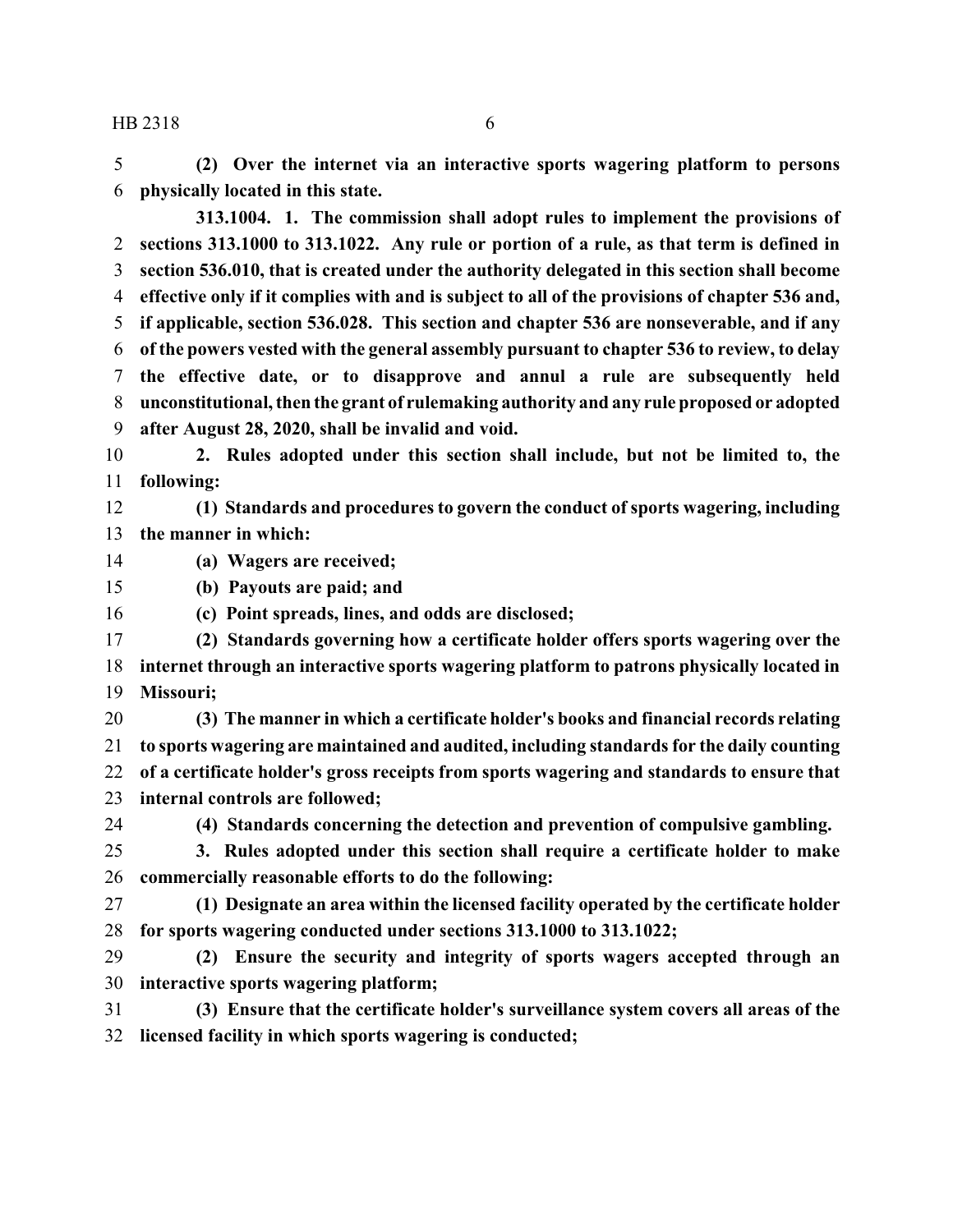**(2) Over the internet via an interactive sports wagering platform to persons physically located in this state.**

**313.1004. 1. The commission shall adopt rules to implement the provisions of sections 313.1000 to 313.1022. Any rule or portion of a rule, as that term is defined in section 536.010, that is created under the authority delegated in this section shall become effective only if it complies with and is subject to all of the provisions of chapter 536 and, if applicable, section 536.028. This section and chapter 536 are nonseverable, and if any of the powers vested with the general assembly pursuant to chapter 536 to review, to delay the effective date, or to disapprove and annul a rule are subsequently held unconstitutional, then the grant of rulemaking authority and any rule proposed or adopted after August 28, 2020, shall be invalid and void.**

**2. Rules adopted under this section shall include, but not be limited to, the following:**

**(1) Standards and procedures to govern the conduct of sports wagering, including the manner in which:**

**(a) Wagers are received;**

**(b) Payouts are paid; and**

**(c) Point spreads, lines, and odds are disclosed;**

**(2) Standards governing how a certificate holder offers sports wagering over the internet through an interactive sports wagering platform to patrons physically located in Missouri;**

**(3) The manner in which a certificate holder's books and financial records relating to sports wagering are maintained and audited, including standards for the daily counting of a certificate holder's gross receipts from sports wagering and standards to ensure that internal controls are followed;**

**(4) Standards concerning the detection and prevention of compulsive gambling.**

**3. Rules adopted under this section shall require a certificate holder to make commercially reasonable efforts to do the following:**

**(1) Designate an area within the licensed facility operated by the certificate holder for sports wagering conducted under sections 313.1000 to 313.1022;**

**(2) Ensure the security and integrity of sports wagers accepted through an interactive sports wagering platform;**

**(3) Ensure that the certificate holder's surveillance system covers all areas of the licensed facility in which sports wagering is conducted;**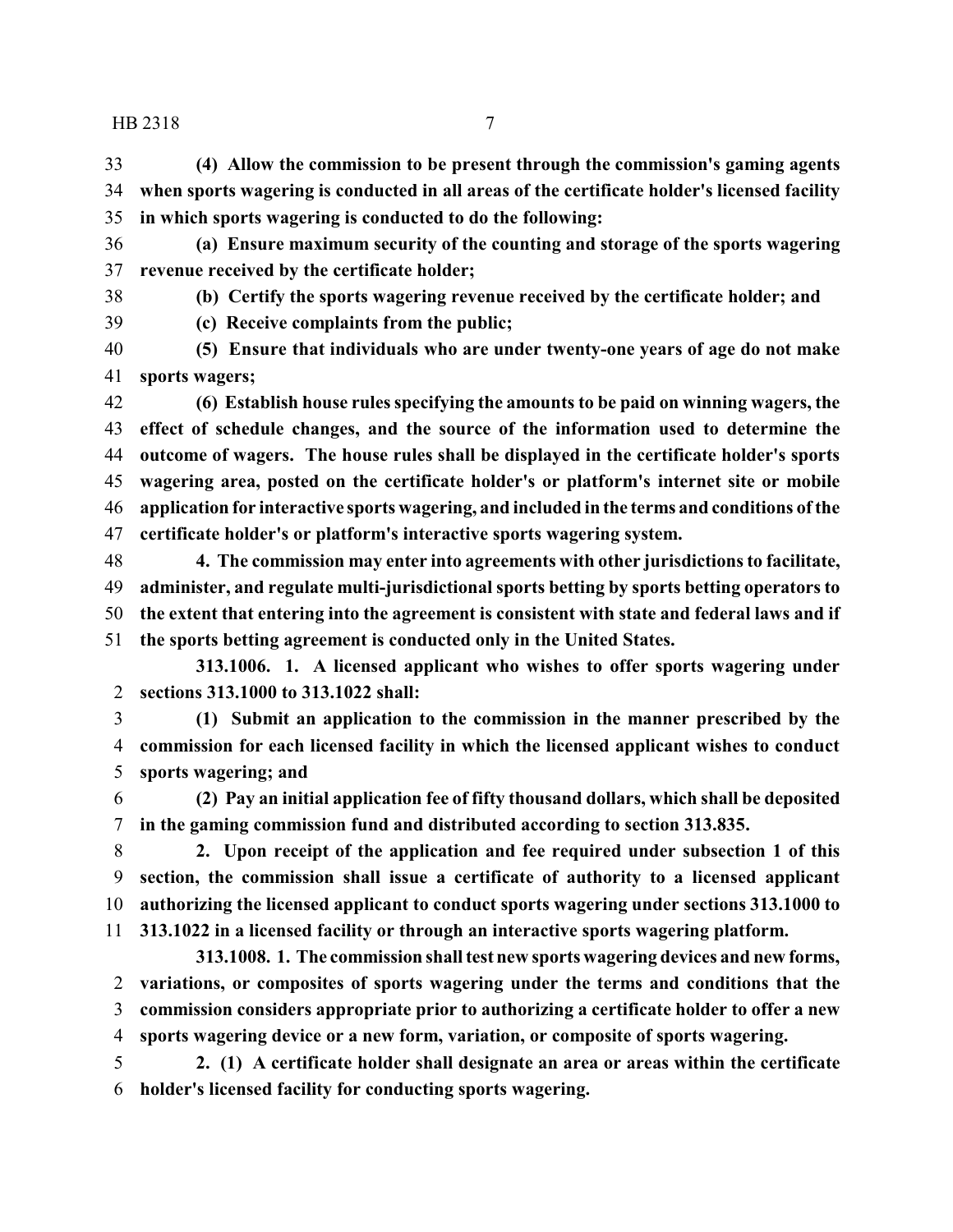**(4) Allow the commission to be present through the commission's gaming agents when sports wagering is conducted in all areas of the certificate holder's licensed facility in which sports wagering is conducted to do the following:**

**(a) Ensure maximum security of the counting and storage of the sports wagering revenue received by the certificate holder;**

**(b) Certify the sports wagering revenue received by the certificate holder; and**

**(c) Receive complaints from the public;**

**(5) Ensure that individuals who are under twenty-one years of age do not make sports wagers;**

**(6) Establish house rules specifying the amounts to be paid on winning wagers, the effect of schedule changes, and the source of the information used to determine the outcome of wagers. The house rules shall be displayed in the certificate holder's sports wagering area, posted on the certificate holder's or platform's internet site or mobile application for interactive sports wagering, and included in the terms and conditions of the certificate holder's or platform's interactive sports wagering system.**

**4. The commission may enter into agreements with other jurisdictions to facilitate, administer, and regulate multi-jurisdictional sports betting by sports betting operators to the extent that entering into the agreement is consistent with state and federal laws and if the sports betting agreement is conducted only in the United States.**

**313.1006. 1. A licensed applicant who wishes to offer sports wagering under sections 313.1000 to 313.1022 shall:**

**(1) Submit an application to the commission in the manner prescribed by the commission for each licensed facility in which the licensed applicant wishes to conduct sports wagering; and**

**(2) Pay an initial application fee of fifty thousand dollars, which shall be deposited in the gaming commission fund and distributed according to section 313.835.**

**2. Upon receipt of the application and fee required under subsection 1 of this section, the commission shall issue a certificate of authority to a licensed applicant authorizing the licensed applicant to conduct sports wagering under sections 313.1000 to 313.1022 in a licensed facility or through an interactive sports wagering platform.**

**313.1008. 1. The commission shall test new sports wagering devices and new forms, variations, or composites of sports wagering under the terms and conditions that the commission considers appropriate prior to authorizing a certificate holder to offer a new sports wagering device or a new form, variation, or composite of sports wagering.**

**2. (1) A certificate holder shall designate an area or areas within the certificate holder's licensed facility for conducting sports wagering.**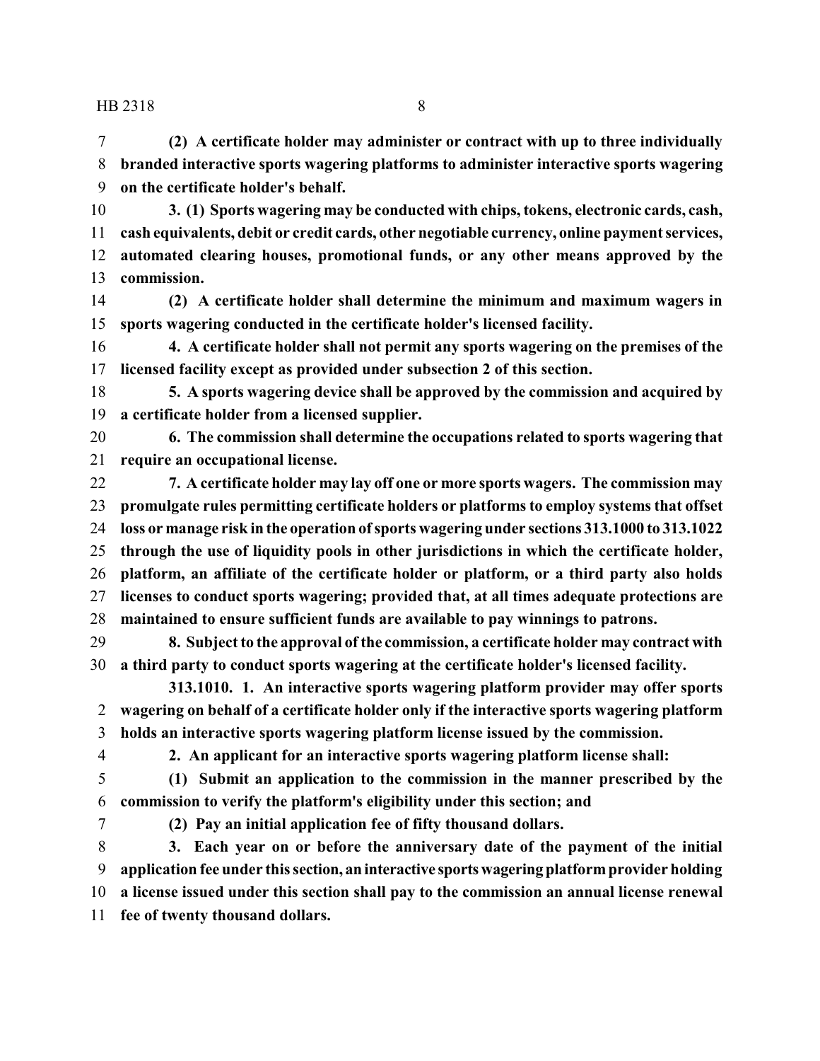**(2) A certificate holder may administer or contract with up to three individually branded interactive sports wagering platforms to administer interactive sports wagering on the certificate holder's behalf.**

**3. (1) Sports wagering may be conducted with chips, tokens, electronic cards, cash, cash equivalents, debit or credit cards, other negotiable currency, online payment services, automated clearing houses, promotional funds, or any other means approved by the commission.**

**(2) A certificate holder shall determine the minimum and maximum wagers in sports wagering conducted in the certificate holder's licensed facility.**

**4. A certificate holder shall not permit any sports wagering on the premises of the licensed facility except as provided under subsection 2 of this section.**

**5. A sports wagering device shall be approved by the commission and acquired by a certificate holder from a licensed supplier.**

**6. The commission shall determine the occupations related to sports wagering that require an occupational license.**

**7. A certificate holder may lay off one or more sports wagers. The commission may promulgate rules permitting certificate holders or platforms to employ systems that offset loss or manage risk in the operation of sports wagering under sections 313.1000 to 313.1022 through the use of liquidity pools in other jurisdictions in which the certificate holder, platform, an affiliate of the certificate holder or platform, or a third party also holds licenses to conduct sports wagering; provided that, at all times adequate protections are maintained to ensure sufficient funds are available to pay winnings to patrons.**

**8. Subject to the approval of the commission, a certificate holder may contract with a third party to conduct sports wagering at the certificate holder's licensed facility.**

**313.1010. 1. An interactive sports wagering platform provider may offer sports wagering on behalf of a certificate holder only if the interactive sports wagering platform holds an interactive sports wagering platform license issued by the commission.**

**2. An applicant for an interactive sports wagering platform license shall:**

**(1) Submit an application to the commission in the manner prescribed by the commission to verify the platform's eligibility under this section; and**

**(2) Pay an initial application fee of fifty thousand dollars.**

**3. Each year on or before the anniversary date of the payment of the initial application fee under this section, an interactive sports wagering platform provider holding a license issued under this section shall pay to the commission an annual license renewal fee of twenty thousand dollars.**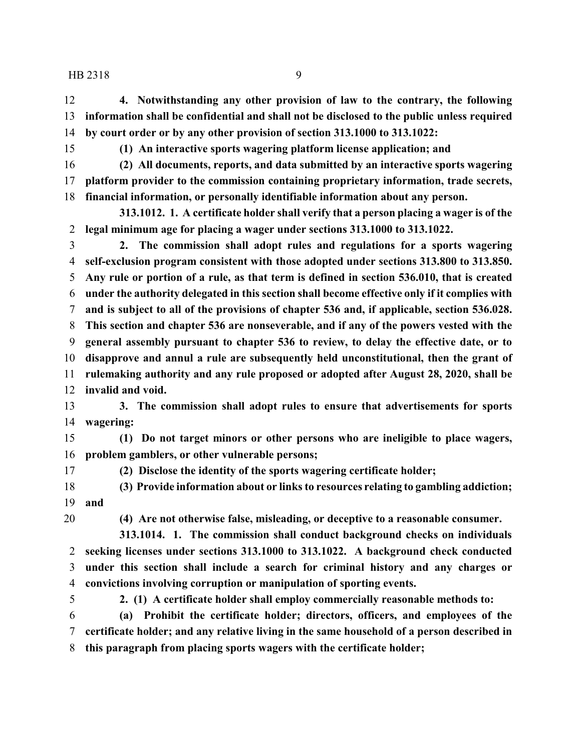**4. Notwithstanding any other provision of law to the contrary, the following information shall be confidential and shall not be disclosed to the public unless required by court order or by any other provision of section 313.1000 to 313.1022:**

**(1) An interactive sports wagering platform license application; and**

**(2) All documents, reports, and data submitted by an interactive sports wagering platform provider to the commission containing proprietary information, trade secrets, financial information, or personally identifiable information about any person.**

**313.1012. 1. A certificate holder shall verify that a person placing a wager is of the legal minimum age for placing a wager under sections 313.1000 to 313.1022.**

**2. The commission shall adopt rules and regulations for a sports wagering self-exclusion program consistent with those adopted under sections 313.800 to 313.850. Any rule or portion of a rule, as that term is defined in section 536.010, that is created under the authority delegated in this section shall become effective only if it complies with and is subject to all of the provisions of chapter 536 and, if applicable, section 536.028. This section and chapter 536 are nonseverable, and if any of the powers vested with the general assembly pursuant to chapter 536 to review, to delay the effective date, or to disapprove and annul a rule are subsequently held unconstitutional, then the grant of rulemaking authority and any rule proposed or adopted after August 28, 2020, shall be invalid and void.**

**3. The commission shall adopt rules to ensure that advertisements for sports wagering:**

**(1) Do not target minors or other persons who are ineligible to place wagers, problem gamblers, or other vulnerable persons;**

**(2) Disclose the identity of the sports wagering certificate holder;**

**(3) Provide information about or links to resources relating to gambling addiction; and**

**(4) Are not otherwise false, misleading, or deceptive to a reasonable consumer.**

**313.1014. 1. The commission shall conduct background checks on individuals seeking licenses under sections 313.1000 to 313.1022. A background check conducted under this section shall include a search for criminal history and any charges or convictions involving corruption or manipulation of sporting events.**

**2. (1) A certificate holder shall employ commercially reasonable methods to:**

**(a) Prohibit the certificate holder; directors, officers, and employees of the certificate holder; and any relative living in the same household of a person described in this paragraph from placing sports wagers with the certificate holder;**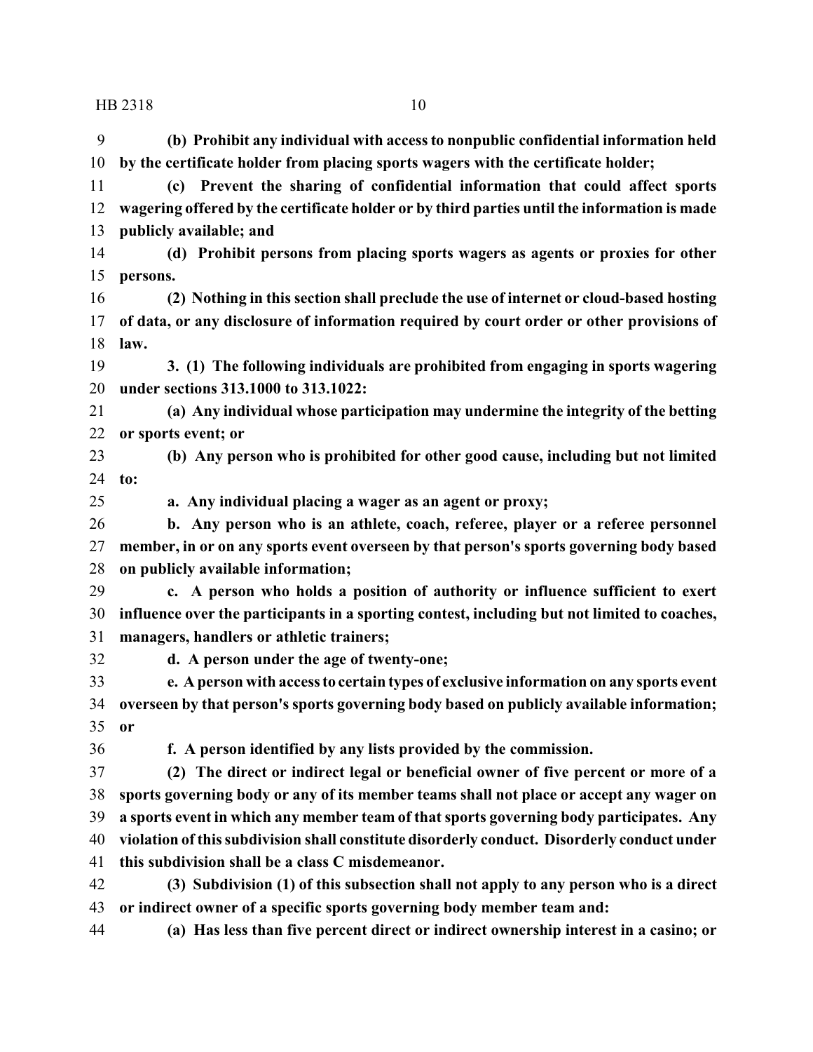**(b) Prohibit any individual with access to nonpublic confidential information held by the certificate holder from placing sports wagers with the certificate holder;**

**(c) Prevent the sharing of confidential information that could affect sports wagering offered by the certificate holder or by third parties until the information is made publicly available; and**

**(d) Prohibit persons from placing sports wagers as agents or proxies for other persons.**

**(2) Nothing in this section shall preclude the use of internet or cloud-based hosting of data, or any disclosure of information required by court order or other provisions of law.**

**3. (1) The following individuals are prohibited from engaging in sports wagering under sections 313.1000 to 313.1022:**

**(a) Any individual whose participation may undermine the integrity of the betting or sports event; or**

**(b) Any person who is prohibited for other good cause, including but not limited to:**

**a. Any individual placing a wager as an agent or proxy;**

**b. Any person who is an athlete, coach, referee, player or a referee personnel member, in or on any sports event overseen by that person's sports governing body based on publicly available information;**

**c. A person who holds a position of authority or influence sufficient to exert influence over the participants in a sporting contest, including but not limited to coaches, managers, handlers or athletic trainers;**

**d. A person under the age of twenty-one;**

**e. A person with access to certain types of exclusive information on any sports event overseen by that person's sports governing body based on publicly available information; or**

**f. A person identified by any lists provided by the commission.**

**(2) The direct or indirect legal or beneficial owner of five percent or more of a sports governing body or any of its member teams shall not place or accept any wager on a sports event in which any member team of that sports governing body participates. Any violation of this subdivision shall constitute disorderly conduct. Disorderly conduct under this subdivision shall be a class C misdemeanor.**

**(3) Subdivision (1) of this subsection shall not apply to any person who is a direct or indirect owner of a specific sports governing body member team and:**

**(a) Has less than five percent direct or indirect ownership interest in a casino; or**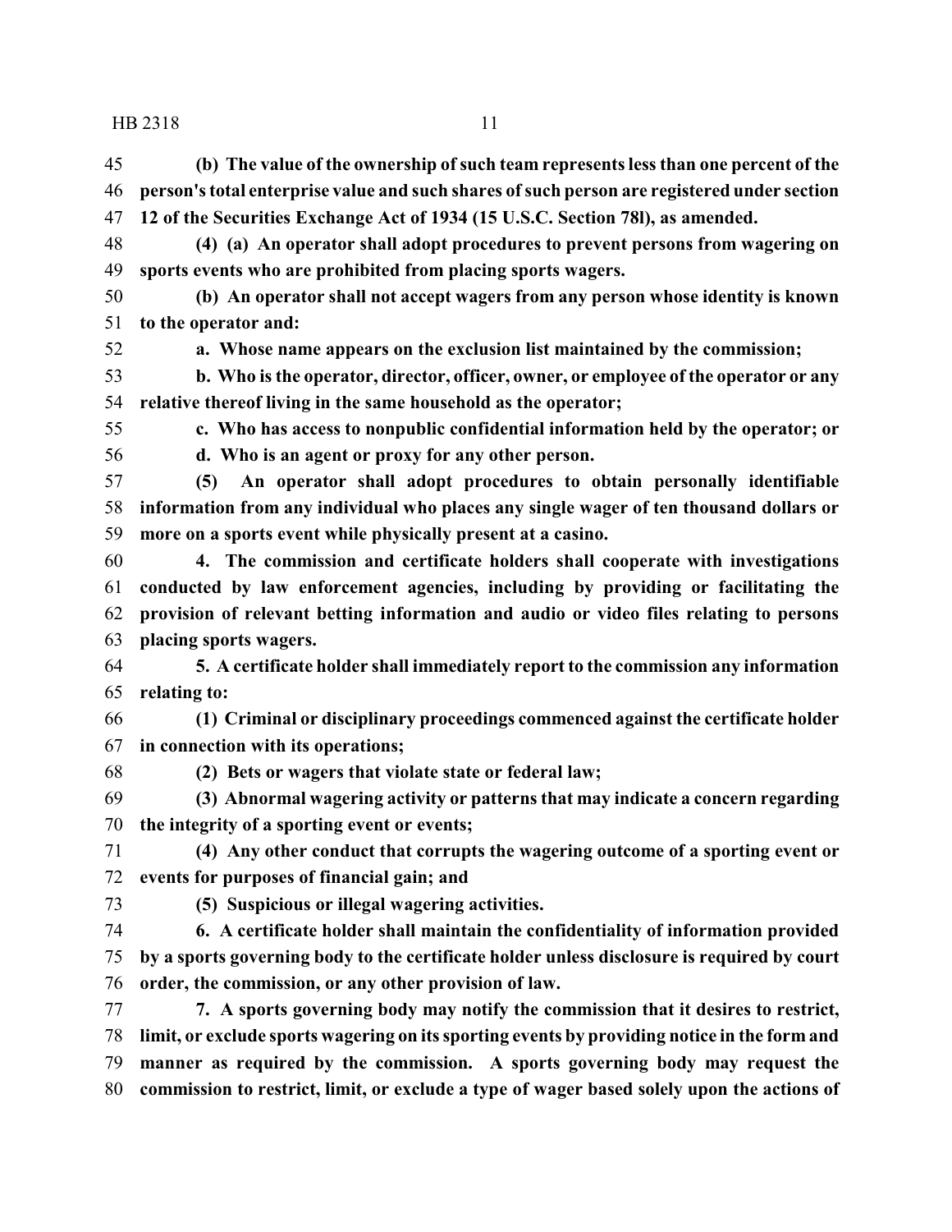**(b) The value of the ownership of such team represents less than one percent of the person's total enterprise value and such shares of such person are registered under section 12 of the Securities Exchange Act of 1934 (15 U.S.C. Section 78l), as amended.**

**(4) (a) An operator shall adopt procedures to prevent persons from wagering on sports events who are prohibited from placing sports wagers.**

**(b) An operator shall not accept wagers from any person whose identity is known to the operator and:**

**a. Whose name appears on the exclusion list maintained by the commission;**

**b. Who is the operator, director, officer, owner, or employee of the operator or any relative thereof living in the same household as the operator;**

**c. Who has access to nonpublic confidential information held by the operator; or**

**d. Who is an agent or proxy for any other person.**

**(5) An operator shall adopt procedures to obtain personally identifiable information from any individual who places any single wager of ten thousand dollars or more on a sports event while physically present at a casino.**

**4. The commission and certificate holders shall cooperate with investigations conducted by law enforcement agencies, including by providing or facilitating the provision of relevant betting information and audio or video files relating to persons placing sports wagers.**

**5. A certificate holder shall immediately report to the commission any information relating to:**

**(1) Criminal or disciplinary proceedings commenced against the certificate holder in connection with its operations;**

**(2) Bets or wagers that violate state or federal law;**

**(3) Abnormal wagering activity or patterns that may indicate a concern regarding the integrity of a sporting event or events;**

**(4) Any other conduct that corrupts the wagering outcome of a sporting event or events for purposes of financial gain; and**

**(5) Suspicious or illegal wagering activities.**

**6. A certificate holder shall maintain the confidentiality of information provided by a sports governing body to the certificate holder unless disclosure is required by court order, the commission, or any other provision of law.**

**7. A sports governing body may notify the commission that it desires to restrict, limit, or exclude sports wagering on its sporting events by providing notice in the form and manner as required by the commission. A sports governing body may request the commission to restrict, limit, or exclude a type of wager based solely upon the actions of**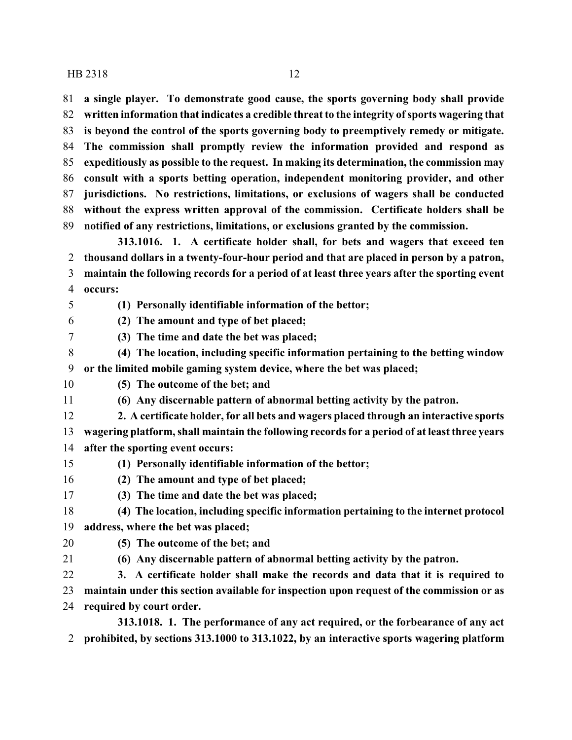**a single player. To demonstrate good cause, the sports governing body shall provide written information that indicates a credible threat to the integrity of sports wagering that is beyond the control of the sports governing body to preemptively remedy or mitigate. The commission shall promptly review the information provided and respond as expeditiously as possible to the request. In making its determination, the commission may consult with a sports betting operation, independent monitoring provider, and other jurisdictions. No restrictions, limitations, or exclusions of wagers shall be conducted without the express written approval of the commission. Certificate holders shall be notified of any restrictions, limitations, or exclusions granted by the commission.**

**313.1016. 1. A certificate holder shall, for bets and wagers that exceed ten thousand dollars in a twenty-four-hour period and that are placed in person by a patron, maintain the following records for a period of at least three years after the sporting event occurs:**

**(1) Personally identifiable information of the bettor;**

**(2) The amount and type of bet placed;**

**(3) The time and date the bet was placed;**

**(4) The location, including specific information pertaining to the betting window or the limited mobile gaming system device, where the bet was placed;**

**(5) The outcome of the bet; and**

**(6) Any discernable pattern of abnormal betting activity by the patron.**

**2. A certificate holder, for all bets and wagers placed through an interactive sports wagering platform, shall maintain the following records for a period of at least three years after the sporting event occurs:**

**(1) Personally identifiable information of the bettor;**

**(2) The amount and type of bet placed;**

**(3) The time and date the bet was placed;**

**(4) The location, including specific information pertaining to the internet protocol address, where the bet was placed;**

**(5) The outcome of the bet; and**

**(6) Any discernable pattern of abnormal betting activity by the patron.**

**3. A certificate holder shall make the records and data that it is required to maintain under this section available for inspection upon request of the commission or as required by court order.**

**313.1018. 1. The performance of any act required, or the forbearance of any act prohibited, by sections 313.1000 to 313.1022, by an interactive sports wagering platform**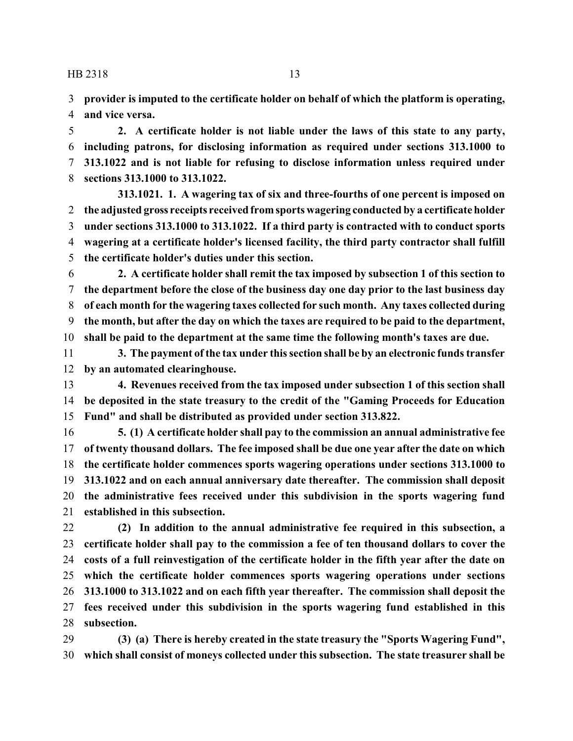**provider is imputed to the certificate holder on behalf of which the platform is operating, and vice versa.**

**2. A certificate holder is not liable under the laws of this state to any party, including patrons, for disclosing information as required under sections 313.1000 to 313.1022 and is not liable for refusing to disclose information unless required under sections 313.1000 to 313.1022.**

**313.1021. 1. A wagering tax of six and three-fourths of one percent is imposed on the adjusted gross receipts received from sports wagering conducted by a certificate holder under sections 313.1000 to 313.1022. If a third party is contracted with to conduct sports wagering at a certificate holder's licensed facility, the third party contractor shall fulfill the certificate holder's duties under this section.**

**2. A certificate holder shall remit the tax imposed by subsection 1 of this section to the department before the close of the business day one day prior to the last business day of each month for the wagering taxes collected for such month. Any taxes collected during the month, but after the day on which the taxes are required to be paid to the department, shall be paid to the department at the same time the following month's taxes are due.**

**3. The payment of the tax under this section shall be by an electronic funds transfer by an automated clearinghouse.**

**4. Revenues received from the tax imposed under subsection 1 of this section shall be deposited in the state treasury to the credit of the "Gaming Proceeds for Education Fund" and shall be distributed as provided under section 313.822.**

**5. (1) A certificate holder shall pay to the commission an annual administrative fee of twenty thousand dollars. The fee imposed shall be due one year after the date on which the certificate holder commences sports wagering operations under sections 313.1000 to 313.1022 and on each annual anniversary date thereafter. The commission shall deposit the administrative fees received under this subdivision in the sports wagering fund established in this subsection.**

**(2) In addition to the annual administrative fee required in this subsection, a certificate holder shall pay to the commission a fee of ten thousand dollars to cover the costs of a full reinvestigation of the certificate holder in the fifth year after the date on which the certificate holder commences sports wagering operations under sections 313.1000 to 313.1022 and on each fifth year thereafter. The commission shall deposit the fees received under this subdivision in the sports wagering fund established in this subsection.**

**(3) (a) There is hereby created in the state treasury the "Sports Wagering Fund", which shall consist of moneys collected under this subsection. The state treasurer shall be**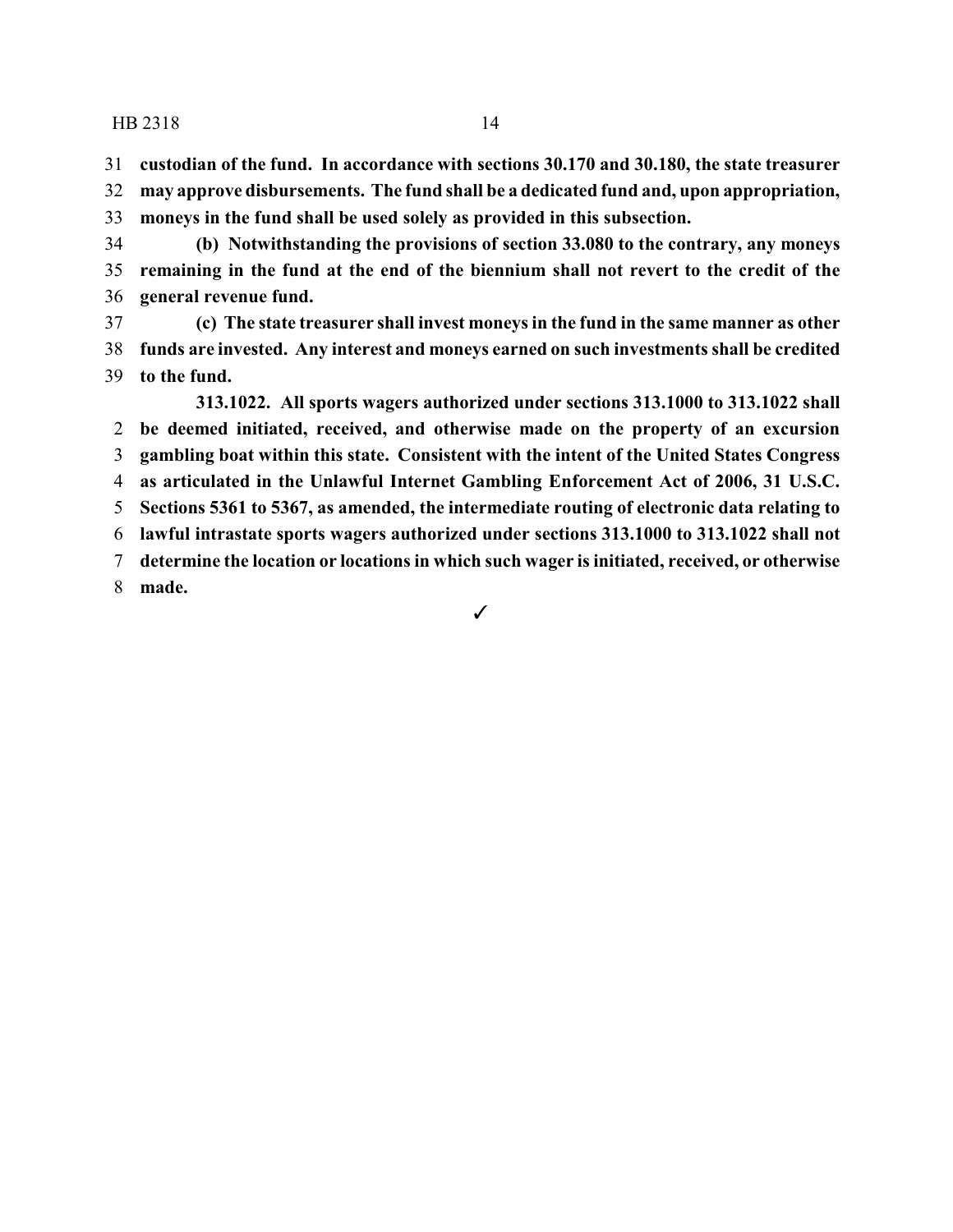**custodian of the fund. In accordance with sections 30.170 and 30.180, the state treasurer may approve disbursements. The fund shall be a dedicated fund and, upon appropriation, moneys in the fund shall be used solely as provided in this subsection.**

**(b) Notwithstanding the provisions of section 33.080 to the contrary, any moneys remaining in the fund at the end of the biennium shall not revert to the credit of the general revenue fund.**

**(c) The state treasurer shall invest moneys in the fund in the same manner as other funds are invested. Any interest and moneys earned on such investments shall be credited to the fund.**

**313.1022. All sports wagers authorized under sections 313.1000 to 313.1022 shall be deemed initiated, received, and otherwise made on the property of an excursion gambling boat within this state. Consistent with the intent of the United States Congress as articulated in the Unlawful Internet Gambling Enforcement Act of 2006, 31 U.S.C. Sections 5361 to 5367, as amended, the intermediate routing of electronic data relating to lawful intrastate sports wagers authorized under sections 313.1000 to 313.1022 shall not determine the location or locations in which such wager is initiated, received, or otherwise made.**

✓